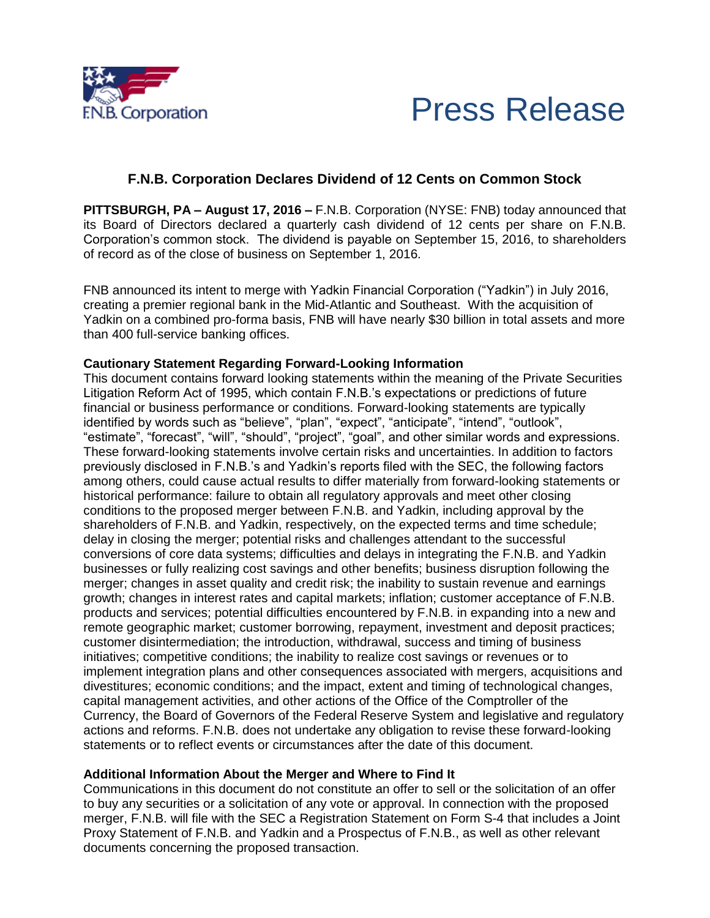F.N.B. Corporation

# Press Release

## F.N.B. Corporation Declares Dividend of 12 Cents on Common Stock

**PITTSBURGH, PA – August 17, 2016 –** F.N.B. Corporation (NYSE: FNB) today announced that its Board of Directors declared a quarterly cash dividend of 12 cents per share on F.N.B. Corporation's common stock. The dividend is payable on September 15, 2016, to shareholders of record as of the close of business on September 1, 2016.

FNB announced its intent to merge with Yadkin Financial Corporation ("Yadkin") in July 2016, creating a premier regional bank in the Mid-Atlantic and Southeast. With the acquisition of Yadkin on a combined pro-forma basis, FNB will have nearly $30 billion in total assets and more than 400 full-service banking offices.

**Cautionary Statement Regarding Forward-Looking Information**

This document contains forward looking statements within the meaning of the Private Securities Litigation Reform Act of 1995, which contain F.N.B.'s expectations or predictions of future financial or business performance or conditions. Forward-looking statements are typically identified by words such as "believe", "plan", "expect", "anticipate", "intend", "outlook", "estimate", "forecast", "will", "should", "project", "goal", and other similar words and expressions. These forward-looking statements involve certain risks and uncertainties. In addition to factors previously disclosed in F.N.B.'s and Yadkin's reports filed with the SEC, the following factors among others, could cause actual results to differ materially from forward-looking statements or historical performance: failure to obtain all regulatory approvals and meet other closing conditions to the proposed merger between F.N.B. and Yadkin, including approval by the shareholders of F.N.B. and Yadkin, respectively, on the expected terms and time schedule; delay in closing the merger; potential risks and challenges attendant to the successful conversions of core data systems; difficulties and delays in integrating the F.N.B. and Yadkin businesses or fully realizing cost savings and other benefits; business disruption following the merger; changes in asset quality and credit risk; the inability to sustain revenue and earnings growth; changes in interest rates and capital markets; inflation; customer acceptance of F.N.B. products and services; potential difficulties encountered by F.N.B. in expanding into a new and remote geographic market; customer borrowing, repayment, investment and deposit practices; customer disintermediation; the introduction, withdrawal, success and timing of business initiatives; competitive conditions; the inability to realize cost savings or revenues or to implement integration plans and other consequences associated with mergers, acquisitions and divestitures; economic conditions; and the impact, extent and timing of technological changes, capital management activities, and other actions of the Office of the Comptroller of the Currency, the Board of Governors of the Federal Reserve System and legislative and regulatory actions and reforms. F.N.B. does not undertake any obligation to revise these forward-looking statements or to reflect events or circumstances after the date of this document.

**Additional Information About the Merger and Where to Find It**

Communications in this document do not constitute an offer to sell or the solicitation of an offer to buy any securities or a solicitation of any vote or approval. In connection with the proposed merger, F.N.B. will file with the SEC a Registration Statement on Form S-4 that includes a Joint Proxy Statement of F.N.B. and Yadkin and a Prospectus of F.N.B., as well as other relevant documents concerning the proposed transaction.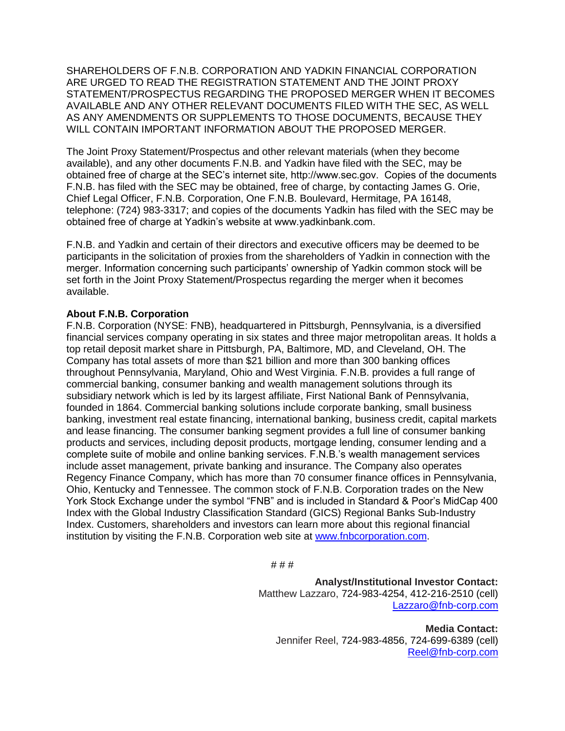SHAREHOLDERS OF F.N.B. CORPORATION AND YADKIN FINANCIAL CORPORATION ARE URGED TO READ THE REGISTRATION STATEMENT AND THE JOINT PROXY STATEMENT/PROSPECTUS REGARDING THE PROPOSED MERGER WHEN IT BECOMES AVAILABLE AND ANY OTHER RELEVANT DOCUMENTS FILED WITH THE SEC, AS WELL AS ANY AMENDMENTS OR SUPPLEMENTS TO THOSE DOCUMENTS, BECAUSE THEY WILL CONTAIN IMPORTANT INFORMATION ABOUT THE PROPOSED MERGER.

The Joint Proxy Statement/Prospectus and other relevant materials (when they become available), and any other documents F.N.B. and Yadkin have filed with the SEC, may be obtained free of charge at the SEC's internet site, http://www.sec.gov. Copies of the documents F.N.B. has filed with the SEC may be obtained, free of charge, by contacting James G. Orie, Chief Legal Officer, F.N.B. Corporation, One F.N.B. Boulevard, Hermitage, PA 16148, telephone: (724) 983-3317; and copies of the documents Yadkin has filed with the SEC may be obtained free of charge at Yadkin's website at www.yadkinbank.com.

F.N.B. and Yadkin and certain of their directors and executive officers may be deemed to be participants in the solicitation of proxies from the shareholders of Yadkin in connection with the merger. Information concerning such participants' ownership of Yadkin common stock will be set forth in the Joint Proxy Statement/Prospectus regarding the merger when it becomes available.

**About F.N.B. Corporation**
F.N.B. Corporation (NYSE: FNB), headquartered in Pittsburgh, Pennsylvania, is a diversified financial services company operating in six states and three major metropolitan areas. It holds a top retail deposit market share in Pittsburgh, PA, Baltimore, MD, and Cleveland, OH. The Company has total assets of more than $21 billion and more than 300 banking offices throughout Pennsylvania, Maryland, Ohio and West Virginia. F.N.B. provides a full range of commercial banking, consumer banking and wealth management solutions through its subsidiary network which is led by its largest affiliate, First National Bank of Pennsylvania, founded in 1864. Commercial banking solutions include corporate banking, small business banking, investment real estate financing, international banking, business credit, capital markets and lease financing. The consumer banking segment provides a full line of consumer banking products and services, including deposit products, mortgage lending, consumer lending and a complete suite of mobile and online banking services. F.N.B.'s wealth management services include asset management, private banking and insurance. The Company also operates Regency Finance Company, which has more than 70 consumer finance offices in Pennsylvania, Ohio, Kentucky and Tennessee. The common stock of F.N.B. Corporation trades on the New York Stock Exchange under the symbol "FNB" and is included in Standard & Poor's MidCap 400 Index with the Global Industry Classification Standard (GICS) Regional Banks Sub-Industry Index. Customers, shareholders and investors can learn more about this regional financial institution by visiting the F.N.B. Corporation web site at www.fnbcorporation.com.

# # #

**Analyst/Institutional Investor Contact:**
Matthew Lazzaro, 724-983-4254, 412-216-2510 (cell)
Lazzaro@fnb-corp.com

**Media Contact:**
Jennifer Reel, 724-983-4856, 724-699-6389 (cell)
Reel@fnb-corp.com